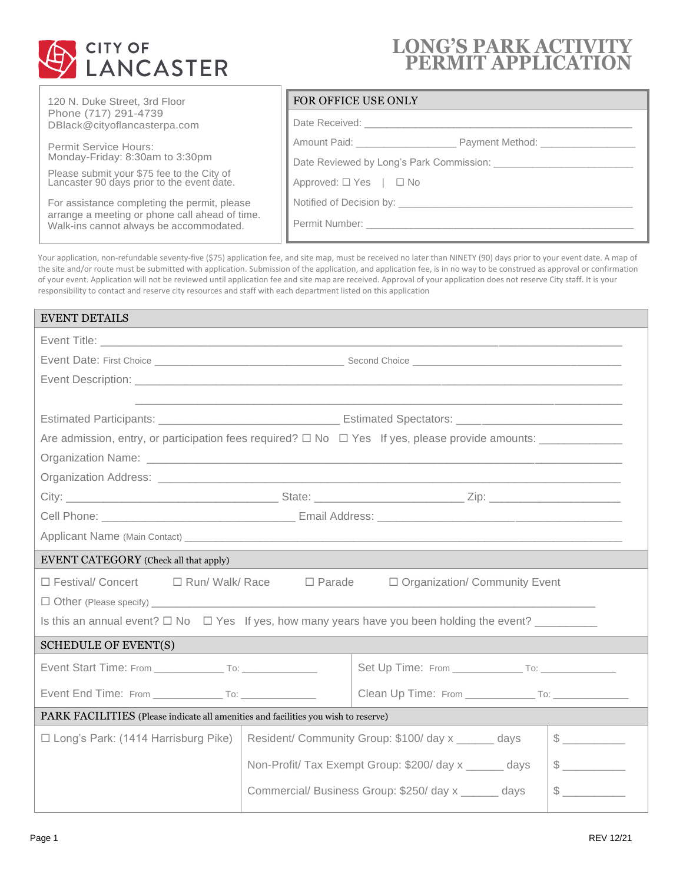CITY OF LANCASTER

# LONG'S PARK ACTIVITY PERMIT APPLICATION

120 N. Duke Street, 3rd Floor
Phone (717) 291-4739
DBlack@cityoflancasterpa.com

Permit Service Hours:
Monday-Friday: 8:30am to 3:30pm

Please submit your $75 fee to the City of Lancaster 90 days prior to the event date.

For assistance completing the permit, please arrange a meeting or phone call ahead of time. Walk-ins cannot always be accommodated.

| FOR OFFICE USE ONLY |
|---|
| Date Received: ______________________________ |
| Amount Paid: ______________ Payment Method: ______________ |
| Date Reviewed by Long's Park Commission: ______________________ |
| Approved: ☐ Yes \| ☐ No |
| Notified of Decision by: ______________________________ |
| Permit Number: ______________________________ |

Your application, non-refundable seventy-five ($75) application fee, and site map, must be received no later than NINETY (90) days prior to your event date. A map of the site and/or route must be submitted with application. Submission of the application, and application fee, is in no way to be construed as approval or confirmation of your event. Application will not be reviewed until application fee and site map are received. Approval of your application does not reserve City staff. It is your responsibility to contact and reserve city resources and staff with each department listed on this application

## EVENT DETAILS

Event Title: ______________________________________________

Event Date: First Choice ______________________ Second Choice ______________________

Event Description: ______________________________________________

______________________________________________

Estimated Participants: ______________________ Estimated Spectators: ______________________

Are admission, entry, or participation fees required? ☐ No ☐ Yes If yes, please provide amounts: __________

Organization Name: ______________________________________________

Organization Address: ______________________________________________

City: ______________________ State: ______________________ Zip: ______________________

Cell Phone: ______________________ Email Address: ______________________

Applicant Name (Main Contact) ______________________________________________

## EVENT CATEGORY (Check all that apply)

☐ Festival/ Concert ☐ Run/ Walk/ Race ☐ Parade ☐ Organization/ Community Event

☐ Other (Please specify) ______________________________________________

Is this an annual event? ☐ No ☐ Yes If yes, how many years have you been holding the event? ________

## SCHEDULE OF EVENT(S)

| | |
|---|---|
| Event Start Time: From __________ To: __________ | Set Up Time: From __________ To: __________ |
| Event End Time: From __________ To: __________ | Clean Up Time: From __________ To: __________ |

## PARK FACILITIES (Please indicate all amenities and facilities you wish to reserve)

| | | |
|---|---|---|
| ☐ Long's Park: (1414 Harrisburg Pike) | Resident/ Community Group: $100/ day x ______ days | $ ________ |
| | Non-Profit/ Tax Exempt Group: $200/ day x ______ days | $ ________ |
| | Commercial/ Business Group: $250/ day x ______ days | $ ________ |

REV 12/21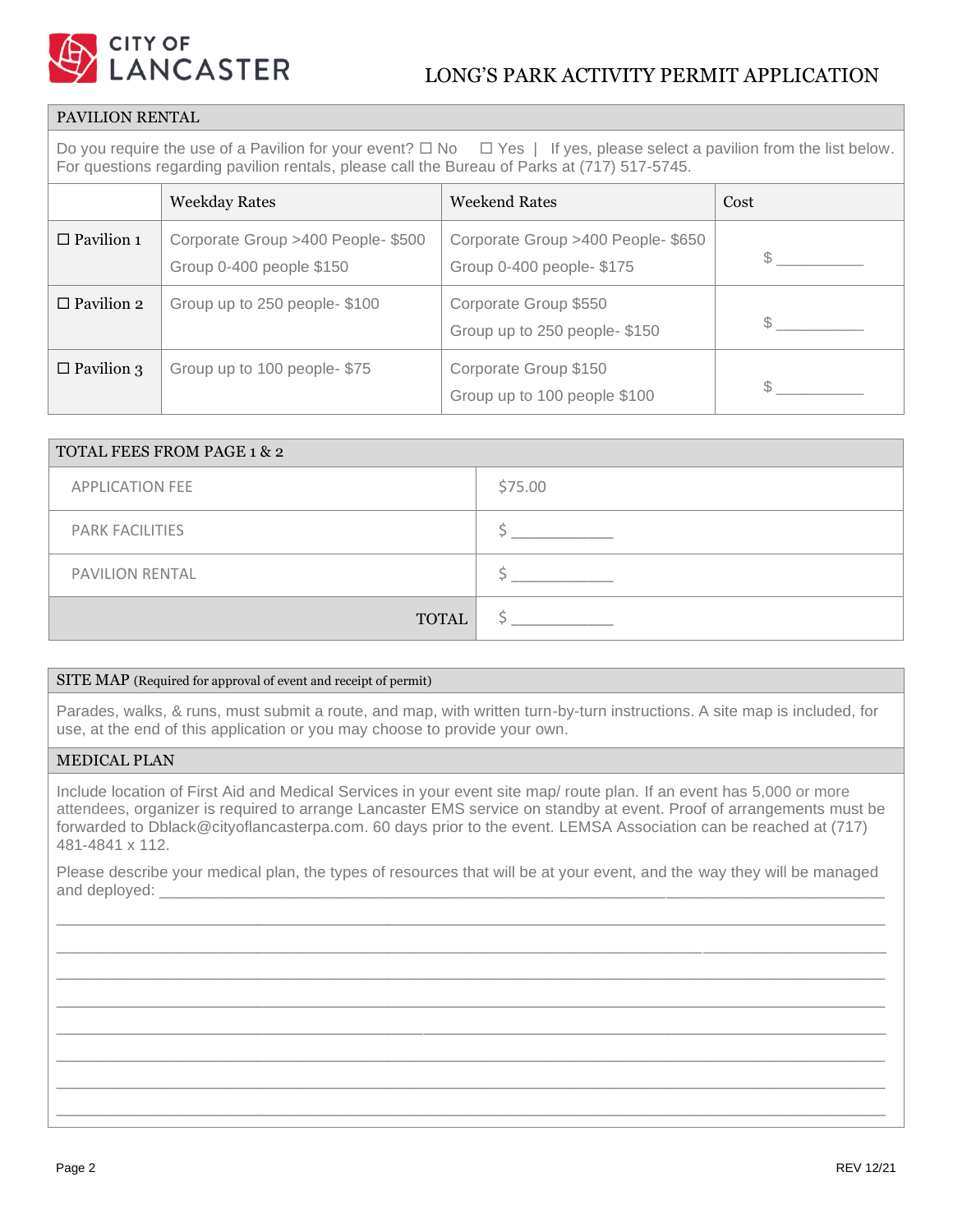# LONG'S PARK ACTIVITY PERMIT APPLICATION

## PAVILION RENTAL

Do you require the use of a Pavilion for your event? ☐ No ☐ Yes | If yes, please select a pavilion from the list below. For questions regarding pavilion rentals, please call the Bureau of Parks at (717) 517-5745.

| | Weekday Rates | Weekend Rates | Cost |
|---|---|---|---|
| ☐ Pavilion 1 | Corporate Group >400 People- $500<br>Group 0-400 people $150 | Corporate Group >400 People- $650<br>Group 0-400 people- $175 | $ __________ |
| ☐ Pavilion 2 | Group up to 250 people- $100 | Corporate Group $550<br>Group up to 250 people- $150 | $ __________ |
| ☐ Pavilion 3 | Group up to 100 people- $75 | Corporate Group $150<br>Group up to 100 people $100 | $ __________ |

## TOTAL FEES FROM PAGE 1 & 2

| | |
|---|---|
| APPLICATION FEE | $75.00 |
| PARK FACILITIES | $ ___________ |
| PAVILION RENTAL | $ ___________ |
| TOTAL | $ ___________ |

## SITE MAP (Required for approval of event and receipt of permit)

Parades, walks, & runs, must submit a route, and map, with written turn-by-turn instructions. A site map is included, for use, at the end of this application or you may choose to provide your own.

## MEDICAL PLAN

Include location of First Aid and Medical Services in your event site map/ route plan. If an event has 5,000 or more attendees, organizer is required to arrange Lancaster EMS service on standby at event. Proof of arrangements must be forwarded to Dblack@cityoflancasterpa.com. 60 days prior to the event. LEMSA Association can be reached at (717) 481-4841 x 112.

Please describe your medical plan, the types of resources that will be at your event, and the way they will be managed and deployed: ______________________________________________________________________________

______________________________________________________________________________

______________________________________________________________________________

______________________________________________________________________________

______________________________________________________________________________

______________________________________________________________________________

______________________________________________________________________________

______________________________________________________________________________

______________________________________________________________________________

REV 12/21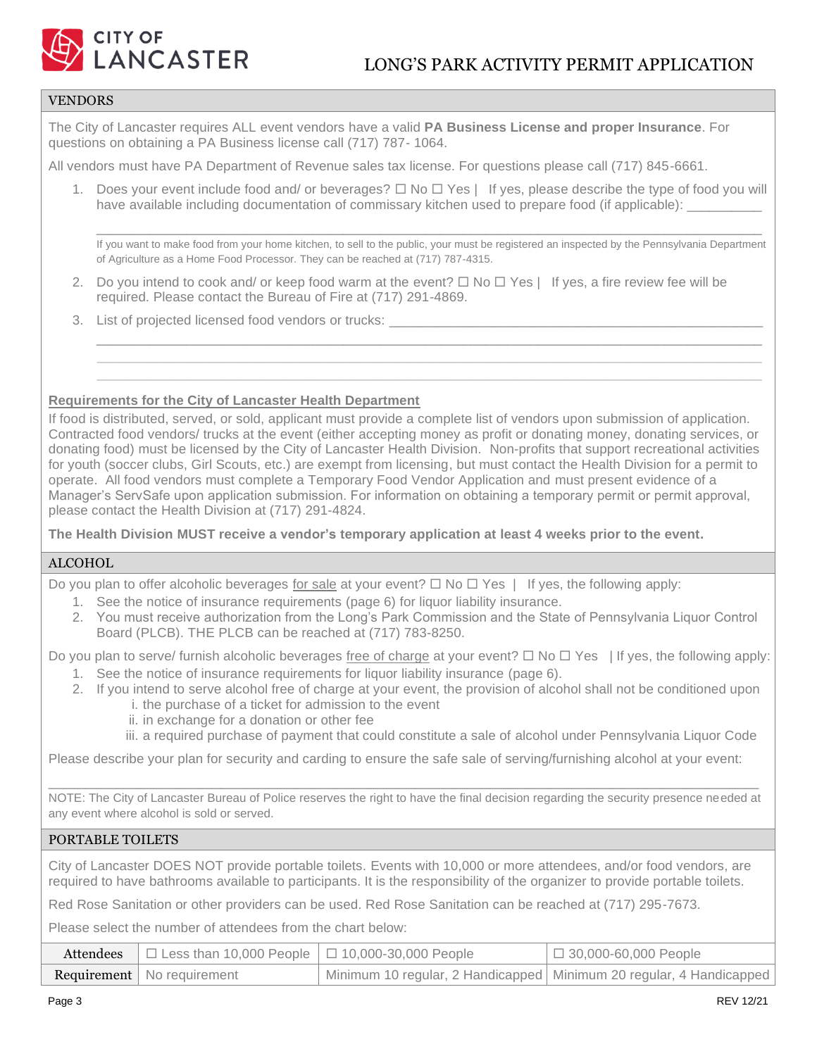# LONG'S PARK ACTIVITY PERMIT APPLICATION

## VENDORS

The City of Lancaster requires ALL event vendors have a valid **PA Business License and proper Insurance**. For questions on obtaining a PA Business license call (717) 787- 1064.

All vendors must have PA Department of Revenue sales tax license. For questions please call (717) 845-6661.

1. Does your event include food and/ or beverages? ☐ No ☐ Yes | If yes, please describe the type of food you will have available including documentation of commissary kitchen used to prepare food (if applicable): __________

   ______________________________________________________________________________

   If you want to make food from your home kitchen, to sell to the public, your must be registered an inspected by the Pennsylvania Department of Agriculture as a Home Food Processor. They can be reached at (717) 787-4315.

2. Do you intend to cook and/ or keep food warm at the event? ☐ No ☐ Yes | If yes, a fire review fee will be required. Please contact the Bureau of Fire at (717) 291-4869.

3. List of projected licensed food vendors or trucks: ____________________________________________

   ______________________________________________________________________________

   ______________________________________________________________________________

   ______________________________________________________________________________

### Requirements for the City of Lancaster Health Department

If food is distributed, served, or sold, applicant must provide a complete list of vendors upon submission of application. Contracted food vendors/ trucks at the event (either accepting money as profit or donating money, donating services, or donating food) must be licensed by the City of Lancaster Health Division. Non-profits that support recreational activities for youth (soccer clubs, Girl Scouts, etc.) are exempt from licensing, but must contact the Health Division for a permit to operate. All food vendors must complete a Temporary Food Vendor Application and must present evidence of a Manager's ServSafe upon application submission. For information on obtaining a temporary permit or permit approval, please contact the Health Division at (717) 291-4824.

**The Health Division MUST receive a vendor's temporary application at least 4 weeks prior to the event.**

## ALCOHOL

Do you plan to offer alcoholic beverages <u>for sale</u> at your event? ☐ No ☐ Yes | If yes, the following apply:

1. See the notice of insurance requirements (page 6) for liquor liability insurance.
2. You must receive authorization from the Long's Park Commission and the State of Pennsylvania Liquor Control Board (PLCB). THE PLCB can be reached at (717) 783-8250.

Do you plan to serve/ furnish alcoholic beverages <u>free of charge</u> at your event? ☐ No ☐ Yes | If yes, the following apply:

1. See the notice of insurance requirements for liquor liability insurance (page 6).
2. If you intend to serve alcohol free of charge at your event, the provision of alcohol shall not be conditioned upon
   i. the purchase of a ticket for admission to the event
   ii. in exchange for a donation or other fee
   iii. a required purchase of payment that could constitute a sale of alcohol under Pennsylvania Liquor Code

Please describe your plan for security and carding to ensure the safe sale of serving/furnishing alcohol at your event:

______________________________________________________________________________

NOTE: The City of Lancaster Bureau of Police reserves the right to have the final decision regarding the security presence needed at any event where alcohol is sold or served.

## PORTABLE TOILETS

City of Lancaster DOES NOT provide portable toilets. Events with 10,000 or more attendees, and/or food vendors, are required to have bathrooms available to participants. It is the responsibility of the organizer to provide portable toilets.

Red Rose Sanitation or other providers can be used. Red Rose Sanitation can be reached at (717) 295-7673.

Please select the number of attendees from the chart below:

| Attendees | ☐ Less than 10,000 People | ☐ 10,000-30,000 People | ☐ 30,000-60,000 People |
|---|---|---|---|
| Requirement | No requirement | Minimum 10 regular, 2 Handicapped | Minimum 20 regular, 4 Handicapped |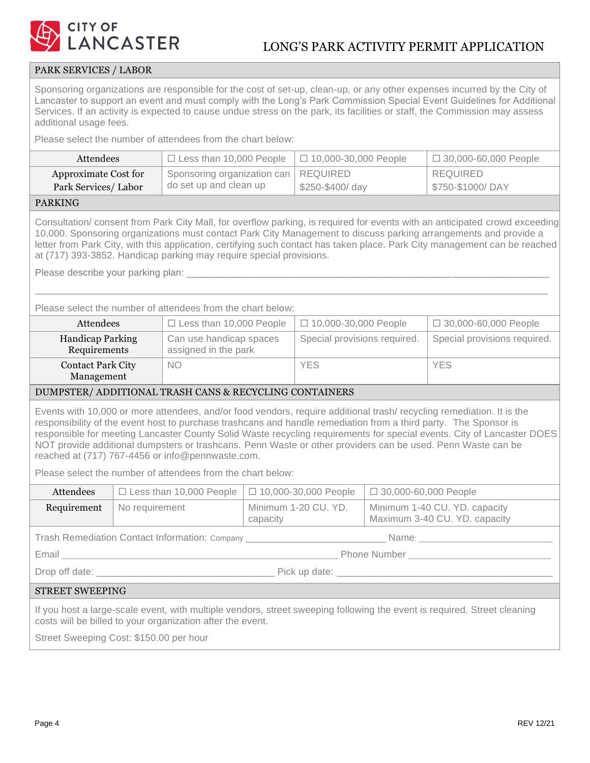# LONG'S PARK ACTIVITY PERMIT APPLICATION

## PARK SERVICES / LABOR

Sponsoring organizations are responsible for the cost of set-up, clean-up, or any other expenses incurred by the City of Lancaster to support an event and must comply with the Long's Park Commission Special Event Guidelines for Additional Services. If an activity is expected to cause undue stress on the park, its facilities or staff, the Commission may assess additional usage fees.

Please select the number of attendees from the chart below:

| Attendees | ☐ Less than 10,000 People | ☐ 10,000-30,000 People | ☐ 30,000-60,000 People |
|---|---|---|---|
| Approximate Cost for Park Services/ Labor | Sponsoring organization can do set up and clean up | REQUIRED $250-$400/ day | REQUIRED $750-$1000/ DAY |

## PARKING

Consultation/ consent from Park City Mall, for overflow parking, is required for events with an anticipated crowd exceeding 10,000. Sponsoring organizations must contact Park City Management to discuss parking arrangements and provide a letter from Park City, with this application, certifying such contact has taken place. Park City management can be reached at (717) 393-3852. Handicap parking may require special provisions.

Please describe your parking plan: ______________________________________________________________________

______________________________________________________________________________________________

Please select the number of attendees from the chart below:

| Attendees | ☐ Less than 10,000 People | ☐ 10,000-30,000 People | ☐ 30,000-60,000 People |
|---|---|---|---|
| Handicap Parking Requirements | Can use handicap spaces assigned in the park | Special provisions required. | Special provisions required. |
| Contact Park City Management | NO | YES | YES |

## DUMPSTER/ ADDITIONAL TRASH CANS & RECYCLING CONTAINERS

Events with 10,000 or more attendees, and/or food vendors, require additional trash/ recycling remediation. It is the responsibility of the event host to purchase trashcans and handle remediation from a third party. The Sponsor is responsible for meeting Lancaster County Solid Waste recycling requirements for special events. City of Lancaster DOES NOT provide additional dumpsters or trashcans. Penn Waste or other providers can be used. Penn Waste can be reached at (717) 767-4456 or info@pennwaste.com.

Please select the number of attendees from the chart below:

| Attendees | ☐ Less than 10,000 People | ☐ 10,000-30,000 People | ☐ 30,000-60,000 People |
|---|---|---|---|
| Requirement | No requirement | Minimum 1-20 CU. YD. capacity | Minimum 1-40 CU. YD. capacity Maximum 3-40 CU. YD. capacity |

Trash Remediation Contact Information: Company ___________________________ Name: ________________________

Email ___________________________________________________ Phone Number __________________________

Drop off date: _________________________________ Pick up date: ________________________________________

## STREET SWEEPING

If you host a large-scale event, with multiple vendors, street sweeping following the event is required. Street cleaning costs will be billed to your organization after the event.

Street Sweeping Cost: $150.00 per hour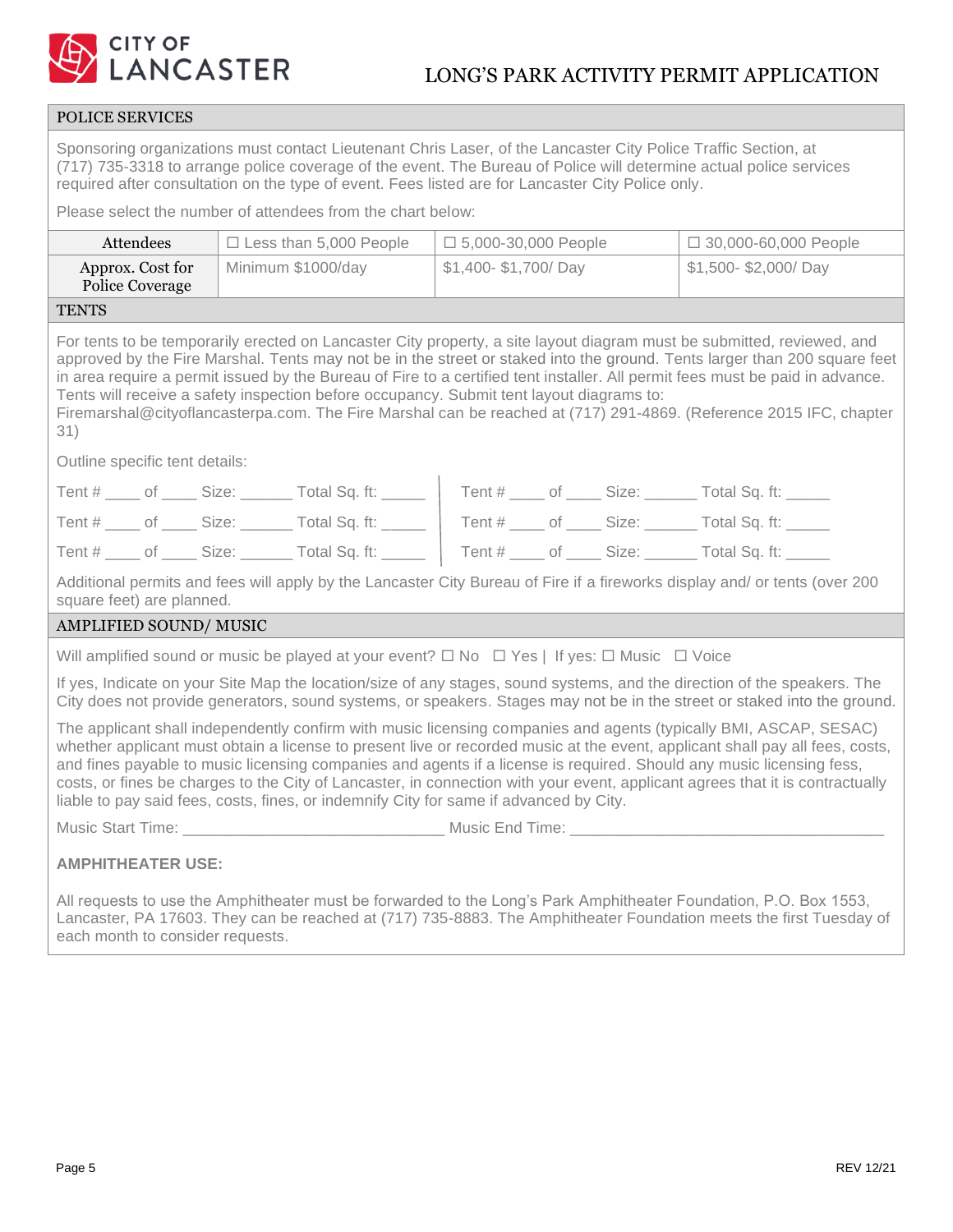# LONG'S PARK ACTIVITY PERMIT APPLICATION

## POLICE SERVICES

Sponsoring organizations must contact Lieutenant Chris Laser, of the Lancaster City Police Traffic Section, at (717) 735-3318 to arrange police coverage of the event. The Bureau of Police will determine actual police services required after consultation on the type of event. Fees listed are for Lancaster City Police only.

Please select the number of attendees from the chart below:

| Attendees | ☐ Less than 5,000 People | ☐ 5,000-30,000 People | ☐ 30,000-60,000 People |
|---|---|---|---|
| Approx. Cost for Police Coverage | Minimum $1000/day | $1,400- $1,700/ Day | $1,500- $2,000/ Day |

## TENTS

For tents to be temporarily erected on Lancaster City property, a site layout diagram must be submitted, reviewed, and approved by the Fire Marshal. Tents may not be in the street or staked into the ground. Tents larger than 200 square feet in area require a permit issued by the Bureau of Fire to a certified tent installer. All permit fees must be paid in advance. Tents will receive a safety inspection before occupancy. Submit tent layout diagrams to: Firemarshal@cityoflancasterpa.com. The Fire Marshal can be reached at (717) 291-4869. (Reference 2015 IFC, chapter 31)

Outline specific tent details:

Tent # ____ of ____ Size: ______ Total Sq. ft: _____

Tent # ____ of ____ Size: ______ Total Sq. ft: _____

Tent # ____ of ____ Size: ______ Total Sq. ft: _____

Tent # ____ of ____ Size: ______ Total Sq. ft: _____

Tent # ____ of ____ Size: ______ Total Sq. ft: _____

Tent # ____ of ____ Size: ______ Total Sq. ft: _____

Additional permits and fees will apply by the Lancaster City Bureau of Fire if a fireworks display and/ or tents (over 200 square feet) are planned.

## AMPLIFIED SOUND/ MUSIC

Will amplified sound or music be played at your event? ☐ No ☐ Yes | If yes: ☐ Music ☐ Voice

If yes, Indicate on your Site Map the location/size of any stages, sound systems, and the direction of the speakers. The City does not provide generators, sound systems, or speakers. Stages may not be in the street or staked into the ground.

The applicant shall independently confirm with music licensing companies and agents (typically BMI, ASCAP, SESAC) whether applicant must obtain a license to present live or recorded music at the event, applicant shall pay all fees, costs, and fines payable to music licensing companies and agents if a license is required. Should any music licensing fess, costs, or fines be charges to the City of Lancaster, in connection with your event, applicant agrees that it is contractually liable to pay said fees, costs, fines, or indemnify City for same if advanced by City.

Music Start Time: ______________________________ Music End Time: ____________________________________

**AMPHITHEATER USE:**

All requests to use the Amphitheater must be forwarded to the Long's Park Amphitheater Foundation, P.O. Box 1553, Lancaster, PA 17603. They can be reached at (717) 735-8883. The Amphitheater Foundation meets the first Tuesday of each month to consider requests.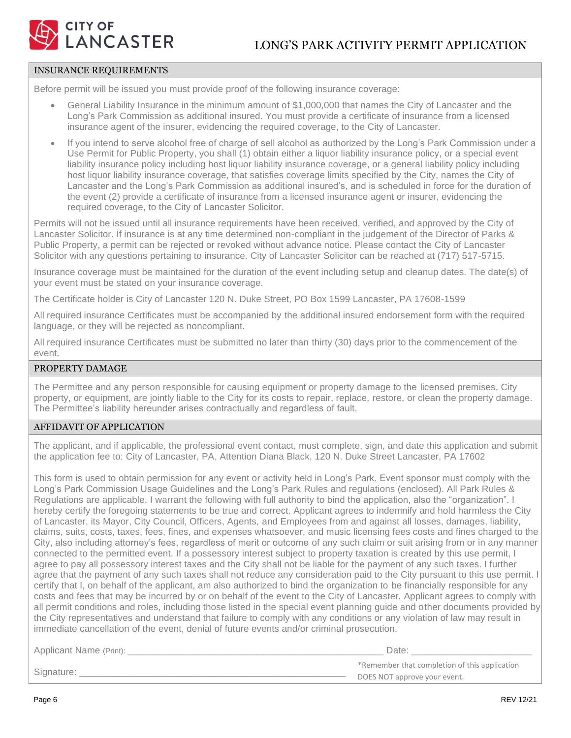# LONG'S PARK ACTIVITY PERMIT APPLICATION

## INSURANCE REQUIREMENTS

Before permit will be issued you must provide proof of the following insurance coverage:

- General Liability Insurance in the minimum amount of $1,000,000 that names the City of Lancaster and the Long's Park Commission as additional insured. You must provide a certificate of insurance from a licensed insurance agent of the insurer, evidencing the required coverage, to the City of Lancaster.
- If you intend to serve alcohol free of charge of sell alcohol as authorized by the Long's Park Commission under a Use Permit for Public Property, you shall (1) obtain either a liquor liability insurance policy, or a special event liability insurance policy including host liquor liability insurance coverage, or a general liability policy including host liquor liability insurance coverage, that satisfies coverage limits specified by the City, names the City of Lancaster and the Long's Park Commission as additional insured's, and is scheduled in force for the duration of the event (2) provide a certificate of insurance from a licensed insurance agent or insurer, evidencing the required coverage, to the City of Lancaster Solicitor.

Permits will not be issued until all insurance requirements have been received, verified, and approved by the City of Lancaster Solicitor. If insurance is at any time determined non-compliant in the judgement of the Director of Parks & Public Property, a permit can be rejected or revoked without advance notice. Please contact the City of Lancaster Solicitor with any questions pertaining to insurance. City of Lancaster Solicitor can be reached at (717) 517-5715.

Insurance coverage must be maintained for the duration of the event including setup and cleanup dates. The date(s) of your event must be stated on your insurance coverage.

The Certificate holder is City of Lancaster 120 N. Duke Street, PO Box 1599 Lancaster, PA 17608-1599

All required insurance Certificates must be accompanied by the additional insured endorsement form with the required language, or they will be rejected as noncompliant.

All required insurance Certificates must be submitted no later than thirty (30) days prior to the commencement of the event.

## PROPERTY DAMAGE

The Permittee and any person responsible for causing equipment or property damage to the licensed premises, City property, or equipment, are jointly liable to the City for its costs to repair, replace, restore, or clean the property damage. The Permittee's liability hereunder arises contractually and regardless of fault.

## AFFIDAVIT OF APPLICATION

The applicant, and if applicable, the professional event contact, must complete, sign, and date this application and submit the application fee to: City of Lancaster, PA, Attention Diana Black, 120 N. Duke Street Lancaster, PA 17602

This form is used to obtain permission for any event or activity held in Long's Park. Event sponsor must comply with the Long's Park Commission Usage Guidelines and the Long's Park Rules and regulations (enclosed). All Park Rules & Regulations are applicable. I warrant the following with full authority to bind the application, also the "organization". I hereby certify the foregoing statements to be true and correct. Applicant agrees to indemnify and hold harmless the City of Lancaster, its Mayor, City Council, Officers, Agents, and Employees from and against all losses, damages, liability, claims, suits, costs, taxes, fees, fines, and expenses whatsoever, and music licensing fees costs and fines charged to the City, also including attorney's fees, regardless of merit or outcome of any such claim or suit arising from or in any manner connected to the permitted event. If a possessory interest subject to property taxation is created by this use permit, I agree to pay all possessory interest taxes and the City shall not be liable for the payment of any such taxes. I further agree that the payment of any such taxes shall not reduce any consideration paid to the City pursuant to this use permit. I certify that I, on behalf of the applicant, am also authorized to bind the organization to be financially responsible for any costs and fees that may be incurred by or on behalf of the event to the City of Lancaster. Applicant agrees to comply with all permit conditions and roles, including those listed in the special event planning guide and other documents provided by the City representatives and understand that failure to comply with any conditions or any violation of law may result in immediate cancellation of the event, denial of future events and/or criminal prosecution.

Applicant Name (Print): ______________________________ Date: ______________

Signature: ______________________________

*Remember that completion of this application DOES NOT approve your event.

REV 12/21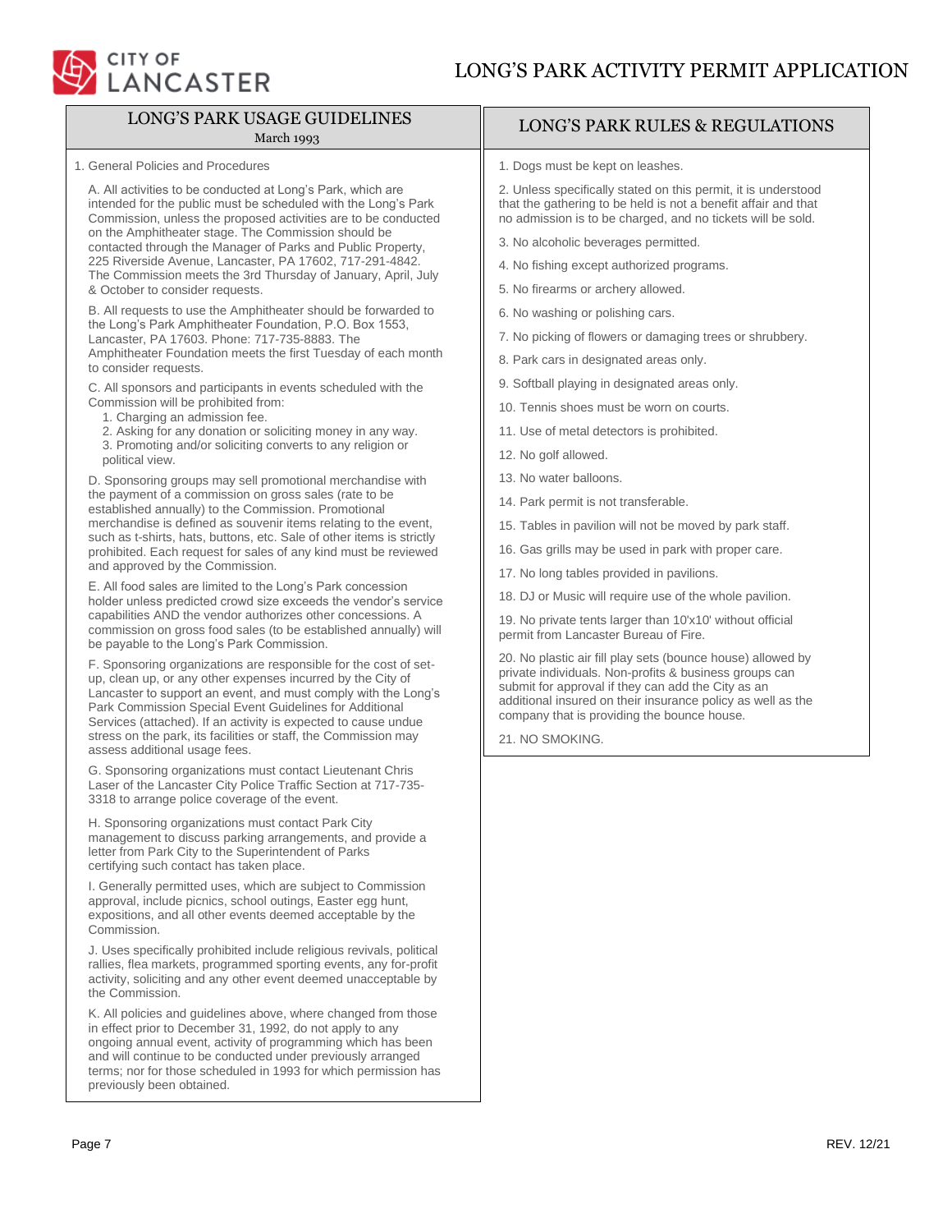# LONG'S PARK ACTIVITY PERMIT APPLICATION

## LONG'S PARK USAGE GUIDELINES

March 1993

1. General Policies and Procedures

A. All activities to be conducted at Long's Park, which are intended for the public must be scheduled with the Long's Park Commission, unless the proposed activities are to be conducted on the Amphitheater stage. The Commission should be contacted through the Manager of Parks and Public Property, 225 Riverside Avenue, Lancaster, PA 17602, 717-291-4842. The Commission meets the 3rd Thursday of January, April, July & October to consider requests.

B. All requests to use the Amphitheater should be forwarded to the Long's Park Amphitheater Foundation, P.O. Box 1553, Lancaster, PA 17603. Phone: 717-735-8883. The Amphitheater Foundation meets the first Tuesday of each month to consider requests.

C. All sponsors and participants in events scheduled with the Commission will be prohibited from:
   1. Charging an admission fee.
   2. Asking for any donation or soliciting money in any way.
   3. Promoting and/or soliciting converts to any religion or political view.

D. Sponsoring groups may sell promotional merchandise with the payment of a commission on gross sales (rate to be established annually) to the Commission. Promotional merchandise is defined as souvenir items relating to the event, such as t-shirts, hats, buttons, etc. Sale of other items is strictly prohibited. Each request for sales of any kind must be reviewed and approved by the Commission.

E. All food sales are limited to the Long's Park concession holder unless predicted crowd size exceeds the vendor's service capabilities AND the vendor authorizes other concessions. A commission on gross food sales (to be established annually) will be payable to the Long's Park Commission.

F. Sponsoring organizations are responsible for the cost of set-up, clean up, or any other expenses incurred by the City of Lancaster to support an event, and must comply with the Long's Park Commission Special Event Guidelines for Additional Services (attached). If an activity is expected to cause undue stress on the park, its facilities or staff, the Commission may assess additional usage fees.

G. Sponsoring organizations must contact Lieutenant Chris Laser of the Lancaster City Police Traffic Section at 717-735-3318 to arrange police coverage of the event.

H. Sponsoring organizations must contact Park City management to discuss parking arrangements, and provide a letter from Park City to the Superintendent of Parks certifying such contact has taken place.

I. Generally permitted uses, which are subject to Commission approval, include picnics, school outings, Easter egg hunt, expositions, and all other events deemed acceptable by the Commission.

J. Uses specifically prohibited include religious revivals, political rallies, flea markets, programmed sporting events, any for-profit activity, soliciting and any other event deemed unacceptable by the Commission.

K. All policies and guidelines above, where changed from those in effect prior to December 31, 1992, do not apply to any ongoing annual event, activity of programming which has been and will continue to be conducted under previously arranged terms; nor for those scheduled in 1993 for which permission has previously been obtained.

## LONG'S PARK RULES & REGULATIONS

1. Dogs must be kept on leashes.
2. Unless specifically stated on this permit, it is understood that the gathering to be held is not a benefit affair and that no admission is to be charged, and no tickets will be sold.
3. No alcoholic beverages permitted.
4. No fishing except authorized programs.
5. No firearms or archery allowed.
6. No washing or polishing cars.
7. No picking of flowers or damaging trees or shrubbery.
8. Park cars in designated areas only.
9. Softball playing in designated areas only.
10. Tennis shoes must be worn on courts.
11. Use of metal detectors is prohibited.
12. No golf allowed.
13. No water balloons.
14. Park permit is not transferable.
15. Tables in pavilion will not be moved by park staff.
16. Gas grills may be used in park with proper care.
17. No long tables provided in pavilions.
18. DJ or Music will require use of the whole pavilion.
19. No private tents larger than 10'x10' without official permit from Lancaster Bureau of Fire.
20. No plastic air fill play sets (bounce house) allowed by private individuals. Non-profits & business groups can submit for approval if they can add the City as an additional insured on their insurance policy as well as the company that is providing the bounce house.
21. NO SMOKING.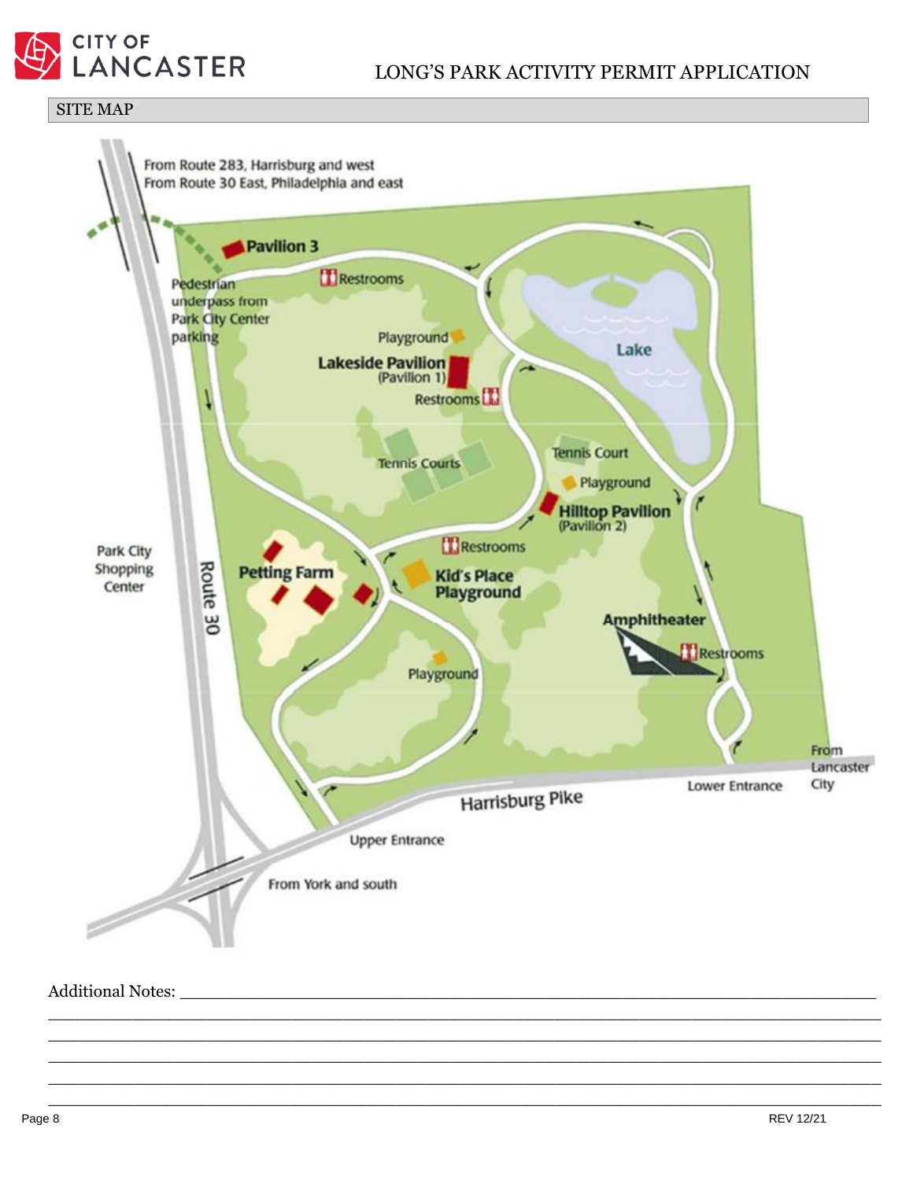## SITE MAP

From Route 283, Harrisburg and west
From Route 30 East, Philadelphia and east

Pavilion 3

Pedestrian underpass from Park City Center parking

Restrooms

Playground

Lakeside Pavilion (Pavilion 1)

Restrooms

Lake

Tennis Courts

Tennis Court

Playground

Hilltop Pavilion (Pavilion 2)

Park City Shopping Center

Route 30

Petting Farm

Restrooms

Kid's Place Playground

Amphitheater

Restrooms

Playground

From Lancaster City

Lower Entrance

Harrisburg Pike

Upper Entrance

From York and south

Additional Notes: ______________________________________________________________________
_____________________________________________________________________________________
_____________________________________________________________________________________
_____________________________________________________________________________________
_____________________________________________________________________________________
_____________________________________________________________________________________